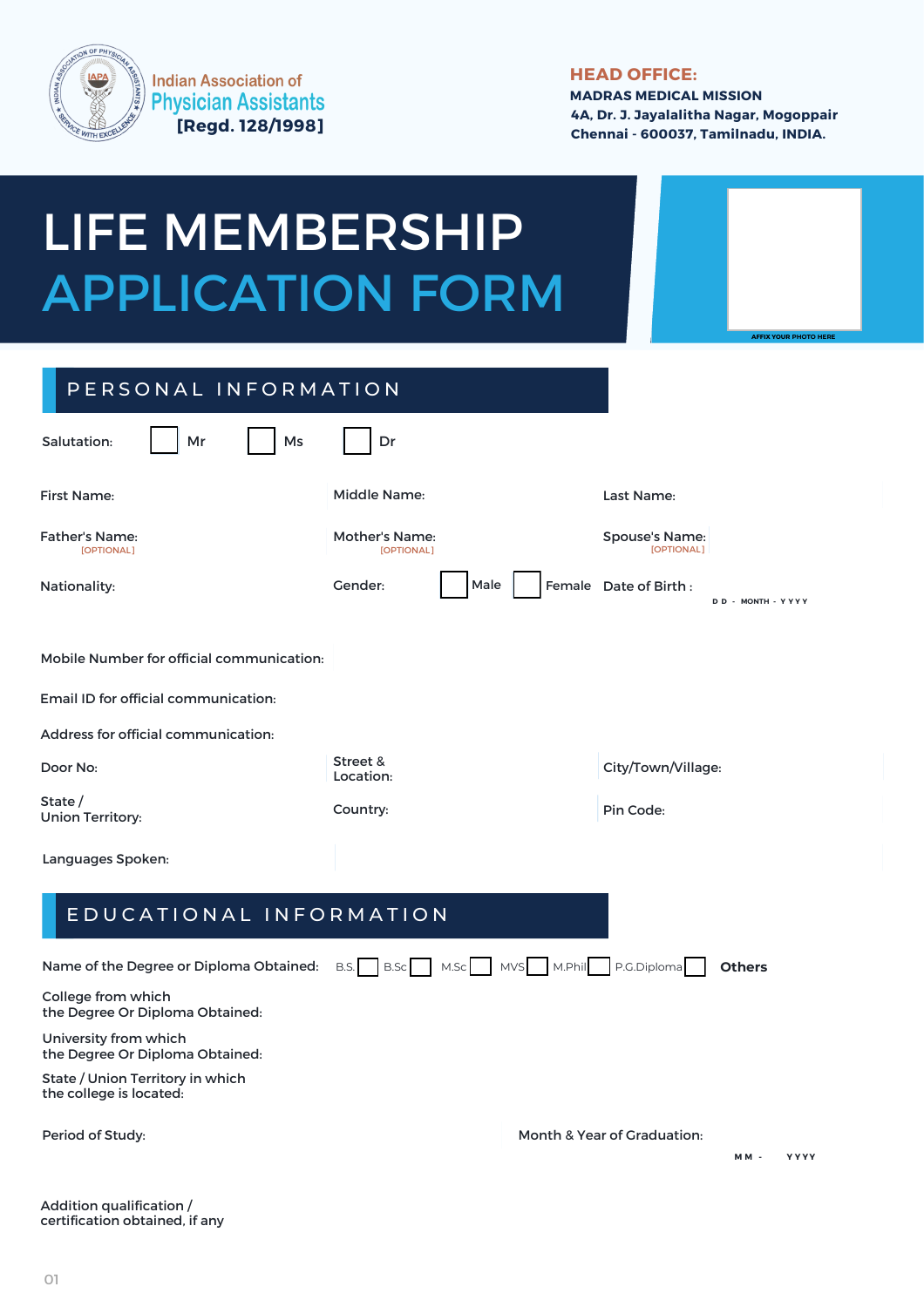Indian Association of Physician Assistants
**[Regd. 128/1998]**

**HEAD OFFICE:**
**MADRAS MEDICAL MISSION**
**4A, Dr. J. Jayalalitha Nagar, Mogoppair**
**Chennai - 600037, Tamilnadu, INDIA.**

# LIFE MEMBERSHIP APPLICATION FORM

AFFIX YOUR PHOTO HERE

## PERSONAL INFORMATION

Salutation: ☐ Mr ☐ Ms ☐ Dr

First Name:

Middle Name:

Last Name:

Father's Name: [OPTIONAL]

Mother's Name: [OPTIONAL]

Spouse's Name: [OPTIONAL]

Nationality:

Gender: ☐ Male ☐ Female

Date of Birth : D D - MONTH - Y Y Y Y

Mobile Number for official communication:

Email ID for official communication:

Address for official communication:

Door No:

Street & Location:

City/Town/Village:

State / Union Territory:

Country:

Pin Code:

Languages Spoken:

## EDUCATIONAL INFORMATION

Name of the Degree or Diploma Obtained: B.S. ☐ B.Sc ☐ M.Sc ☐ MVS ☐ M.Phil ☐ P.G.Diploma ☐ **Others**

College from which the Degree Or Diploma Obtained:

University from which the Degree Or Diploma Obtained:

State / Union Territory in which the college is located:

Period of Study:

Month & Year of Graduation: M M - Y Y Y Y

Addition qualification / certification obtained, if any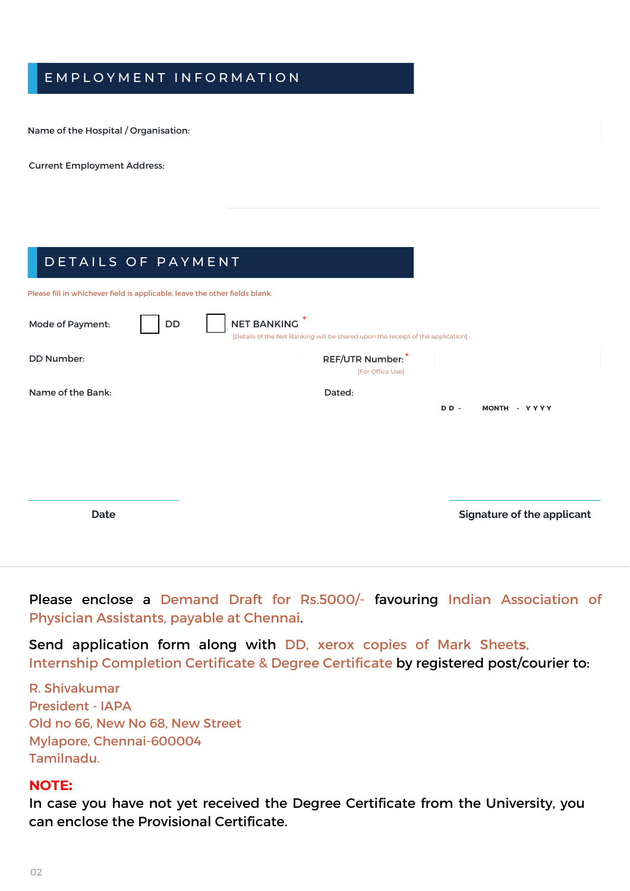## EMPLOYMENT INFORMATION

Name of the Hospital / Organisation:

Current Employment Address:

## DETAILS OF PAYMENT

Please fill in whichever field is applicable, leave the other fields blank.

Mode of Payment: ☐ DD ☐ NET BANKING *

[Details of the Net Banking will be shared upon the receipt of the application]

DD Number:

REF/UTR Number: *
[For Office Use]

Name of the Bank:

Dated:

DD - MONTH - YYYY

Date

Signature of the applicant

Please enclose a Demand Draft for Rs.5000/- favouring Indian Association of Physician Assistants, payable at Chennai.

Send application form along with DD, xerox copies of Mark Sheets, Internship Completion Certificate & Degree Certificate by registered post/courier to:

R. Shivakumar
President - IAPA
Old no 66, New No 68, New Street
Mylapore, Chennai-600004
Tamilnadu.

**NOTE:**
In case you have not yet received the Degree Certificate from the University, you can enclose the Provisional Certificate.